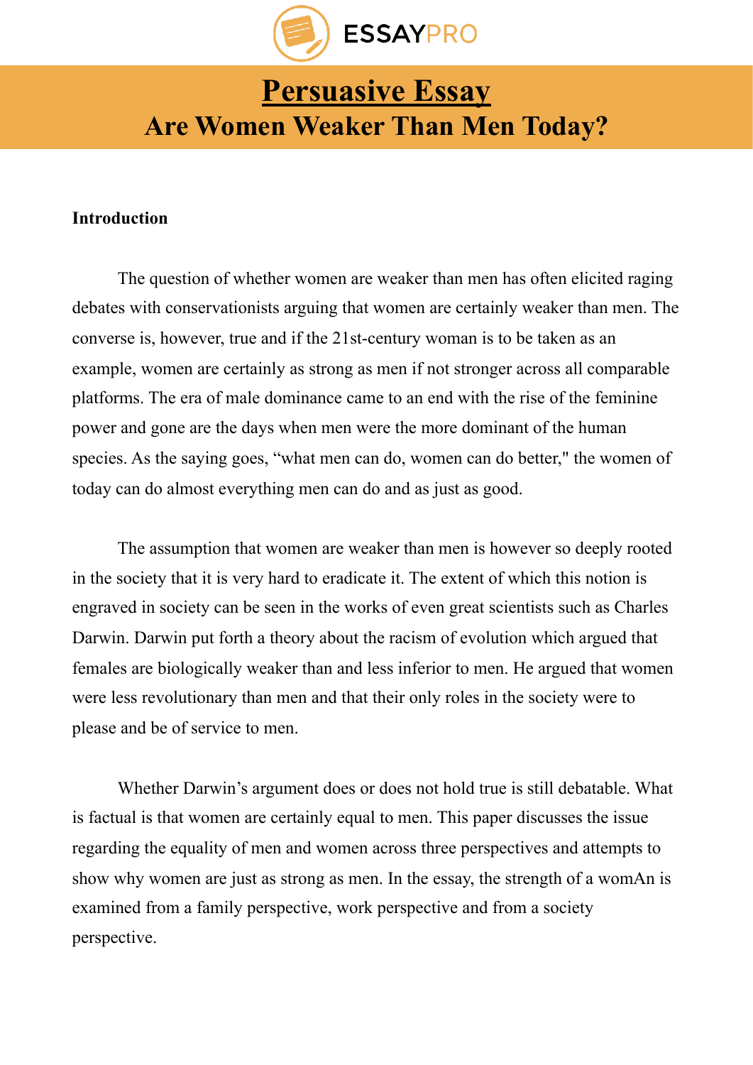# Persuasive Essay

## Are Women Weaker Than Men Today?

**Introduction**

The question of whether women are weaker than men has often elicited raging debates with conservationists arguing that women are certainly weaker than men. The converse is, however, true and if the 21st-century woman is to be taken as an example, women are certainly as strong as men if not stronger across all comparable platforms. The era of male dominance came to an end with the rise of the feminine power and gone are the days when men were the more dominant of the human species. As the saying goes, "what men can do, women can do better," the women of today can do almost everything men can do and as just as good.

The assumption that women are weaker than men is however so deeply rooted in the society that it is very hard to eradicate it. The extent of which this notion is engraved in society can be seen in the works of even great scientists such as Charles Darwin. Darwin put forth a theory about the racism of evolution which argued that females are biologically weaker than and less inferior to men. He argued that women were less revolutionary than men and that their only roles in the society were to please and be of service to men.

Whether Darwin's argument does or does not hold true is still debatable. What is factual is that women are certainly equal to men. This paper discusses the issue regarding the equality of men and women across three perspectives and attempts to show why women are just as strong as men. In the essay, the strength of a womAn is examined from a family perspective, work perspective and from a society perspective.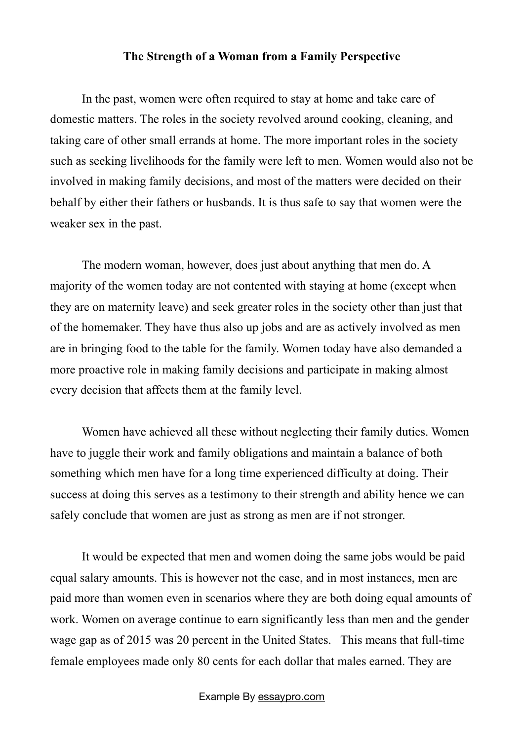# The Strength of a Woman from a Family Perspective

In the past, women were often required to stay at home and take care of domestic matters. The roles in the society revolved around cooking, cleaning, and taking care of other small errands at home. The more important roles in the society such as seeking livelihoods for the family were left to men. Women would also not be involved in making family decisions, and most of the matters were decided on their behalf by either their fathers or husbands. It is thus safe to say that women were the weaker sex in the past.

The modern woman, however, does just about anything that men do. A majority of the women today are not contented with staying at home (except when they are on maternity leave) and seek greater roles in the society other than just that of the homemaker. They have thus also up jobs and are as actively involved as men are in bringing food to the table for the family. Women today have also demanded a more proactive role in making family decisions and participate in making almost every decision that affects them at the family level.

Women have achieved all these without neglecting their family duties. Women have to juggle their work and family obligations and maintain a balance of both something which men have for a long time experienced difficulty at doing. Their success at doing this serves as a testimony to their strength and ability hence we can safely conclude that women are just as strong as men are if not stronger.

It would be expected that men and women doing the same jobs would be paid equal salary amounts. This is however not the case, and in most instances, men are paid more than women even in scenarios where they are both doing equal amounts of work. Women on average continue to earn significantly less than men and the gender wage gap as of 2015 was 20 percent in the United States. This means that full-time female employees made only 80 cents for each dollar that males earned. They are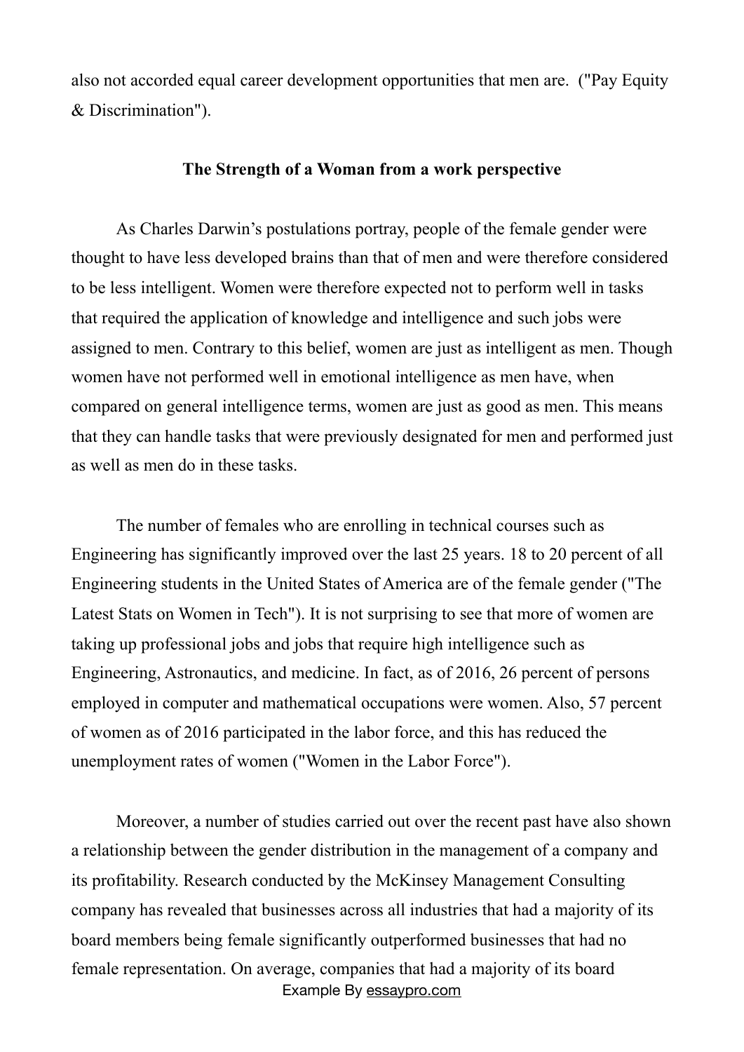also not accorded equal career development opportunities that men are. ("Pay Equity & Discrimination").

## The Strength of a Woman from a work perspective

As Charles Darwin's postulations portray, people of the female gender were thought to have less developed brains than that of men and were therefore considered to be less intelligent. Women were therefore expected not to perform well in tasks that required the application of knowledge and intelligence and such jobs were assigned to men. Contrary to this belief, women are just as intelligent as men. Though women have not performed well in emotional intelligence as men have, when compared on general intelligence terms, women are just as good as men. This means that they can handle tasks that were previously designated for men and performed just as well as men do in these tasks.

The number of females who are enrolling in technical courses such as Engineering has significantly improved over the last 25 years. 18 to 20 percent of all Engineering students in the United States of America are of the female gender ("The Latest Stats on Women in Tech"). It is not surprising to see that more of women are taking up professional jobs and jobs that require high intelligence such as Engineering, Astronautics, and medicine. In fact, as of 2016, 26 percent of persons employed in computer and mathematical occupations were women. Also, 57 percent of women as of 2016 participated in the labor force, and this has reduced the unemployment rates of women ("Women in the Labor Force").

Moreover, a number of studies carried out over the recent past have also shown a relationship between the gender distribution in the management of a company and its profitability. Research conducted by the McKinsey Management Consulting company has revealed that businesses across all industries that had a majority of its board members being female significantly outperformed businesses that had no female representation. On average, companies that had a majority of its board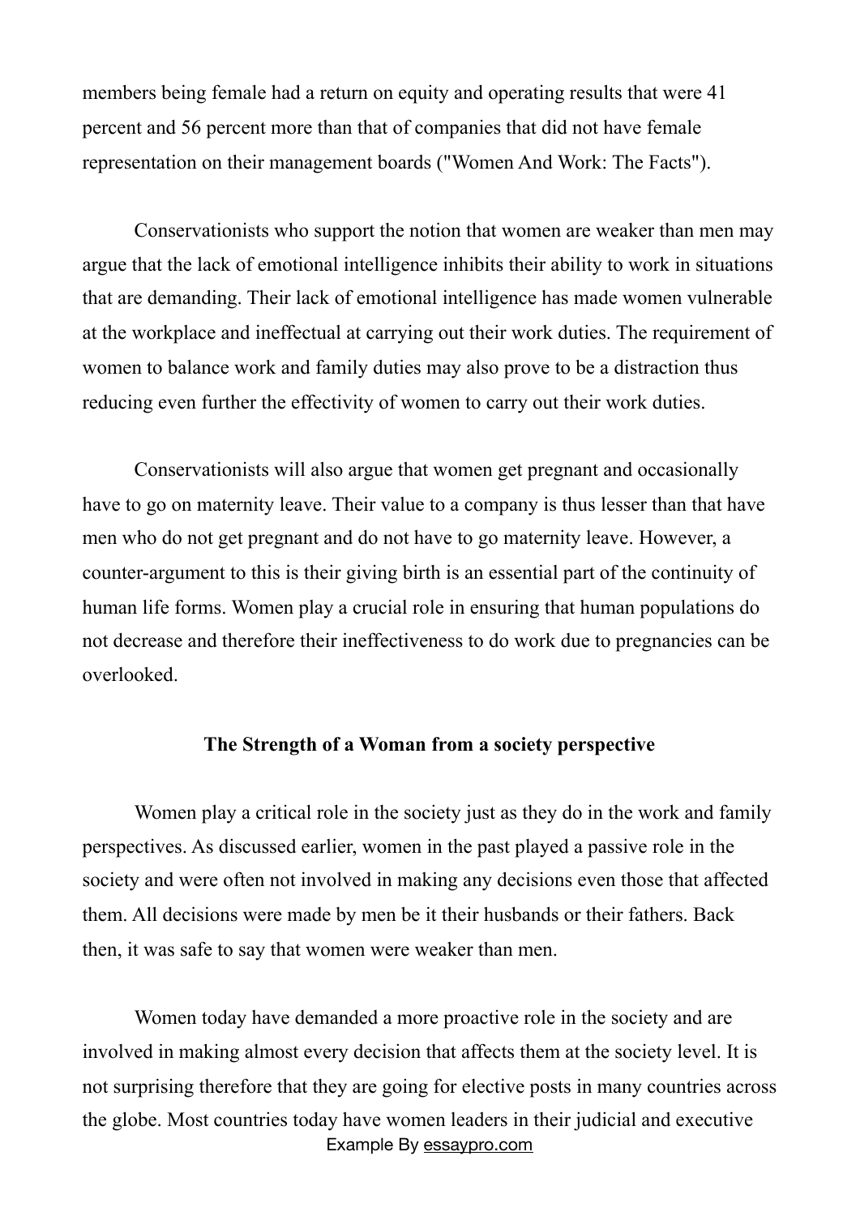members being female had a return on equity and operating results that were 41 percent and 56 percent more than that of companies that did not have female representation on their management boards ("Women And Work: The Facts").

Conservationists who support the notion that women are weaker than men may argue that the lack of emotional intelligence inhibits their ability to work in situations that are demanding. Their lack of emotional intelligence has made women vulnerable at the workplace and ineffectual at carrying out their work duties. The requirement of women to balance work and family duties may also prove to be a distraction thus reducing even further the effectivity of women to carry out their work duties.

Conservationists will also argue that women get pregnant and occasionally have to go on maternity leave. Their value to a company is thus lesser than that have men who do not get pregnant and do not have to go maternity leave. However, a counter-argument to this is their giving birth is an essential part of the continuity of human life forms. Women play a crucial role in ensuring that human populations do not decrease and therefore their ineffectiveness to do work due to pregnancies can be overlooked.

## The Strength of a Woman from a society perspective

Women play a critical role in the society just as they do in the work and family perspectives. As discussed earlier, women in the past played a passive role in the society and were often not involved in making any decisions even those that affected them. All decisions were made by men be it their husbands or their fathers. Back then, it was safe to say that women were weaker than men.

Women today have demanded a more proactive role in the society and are involved in making almost every decision that affects them at the society level. It is not surprising therefore that they are going for elective posts in many countries across the globe. Most countries today have women leaders in their judicial and executive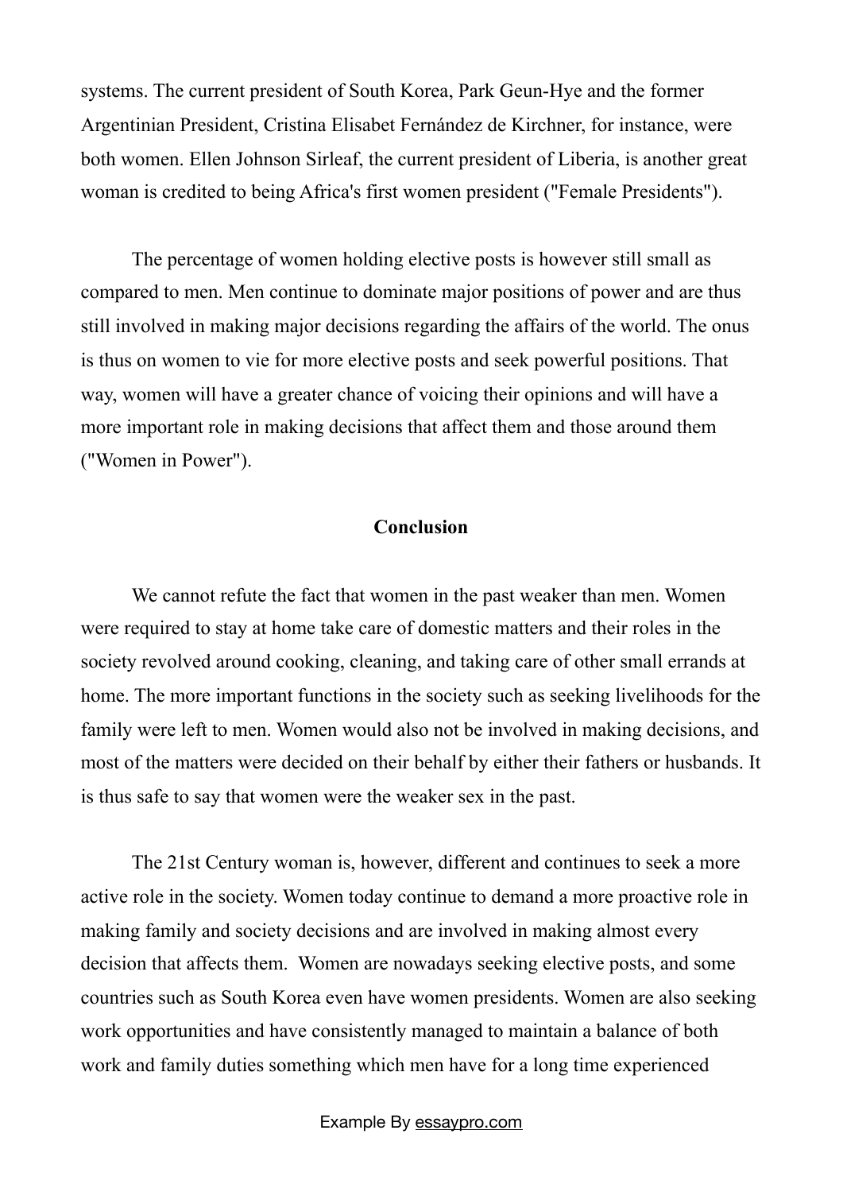systems. The current president of South Korea, Park Geun-Hye and the former Argentinian President, Cristina Elisabet Fernández de Kirchner, for instance, were both women. Ellen Johnson Sirleaf, the current president of Liberia, is another great woman is credited to being Africa's first women president ("Female Presidents").

The percentage of women holding elective posts is however still small as compared to men. Men continue to dominate major positions of power and are thus still involved in making major decisions regarding the affairs of the world. The onus is thus on women to vie for more elective posts and seek powerful positions. That way, women will have a greater chance of voicing their opinions and will have a more important role in making decisions that affect them and those around them ("Women in Power").

## Conclusion

We cannot refute the fact that women in the past weaker than men. Women were required to stay at home take care of domestic matters and their roles in the society revolved around cooking, cleaning, and taking care of other small errands at home. The more important functions in the society such as seeking livelihoods for the family were left to men. Women would also not be involved in making decisions, and most of the matters were decided on their behalf by either their fathers or husbands. It is thus safe to say that women were the weaker sex in the past.

The 21st Century woman is, however, different and continues to seek a more active role in the society. Women today continue to demand a more proactive role in making family and society decisions and are involved in making almost every decision that affects them. Women are nowadays seeking elective posts, and some countries such as South Korea even have women presidents. Women are also seeking work opportunities and have consistently managed to maintain a balance of both work and family duties something which men have for a long time experienced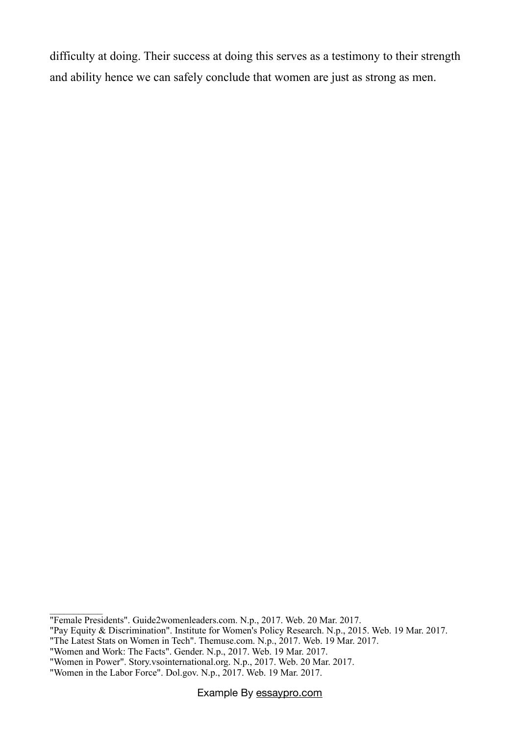difficulty at doing. Their success at doing this serves as a testimony to their strength and ability hence we can safely conclude that women are just as strong as men.

___________

"Female Presidents". Guide2womenleaders.com. N.p., 2017. Web. 20 Mar. 2017.

"Pay Equity & Discrimination". Institute for Women's Policy Research. N.p., 2015. Web. 19 Mar. 2017.

"The Latest Stats on Women in Tech". Themuse.com. N.p., 2017. Web. 19 Mar. 2017.

"Women and Work: The Facts". Gender. N.p., 2017. Web. 19 Mar. 2017.

"Women in Power". Story.vsointernational.org. N.p., 2017. Web. 20 Mar. 2017.

"Women in the Labor Force". Dol.gov. N.p., 2017. Web. 19 Mar. 2017.